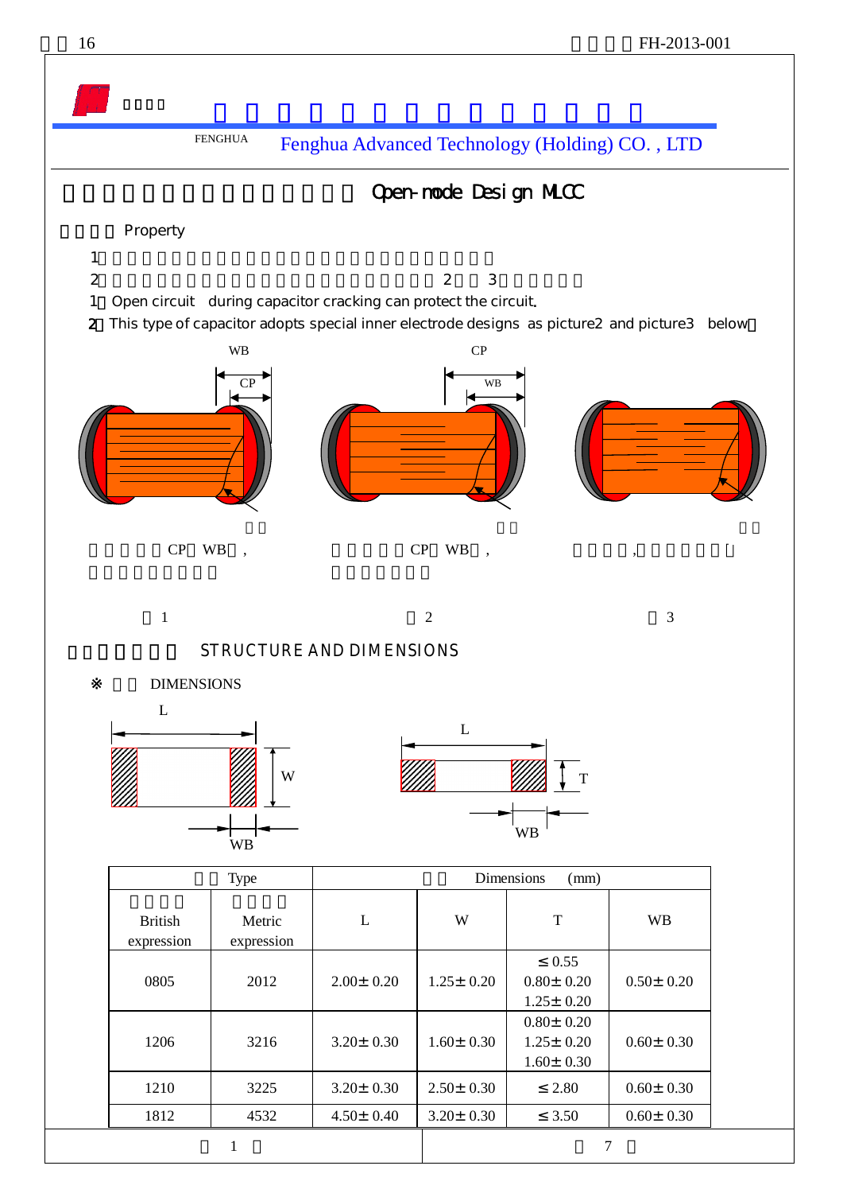FENGHUA Fenghua Advanced Technology (Holding) CO. , LTD

# Open-mode Design MLCC

## Property

1
2 2 3

1. Open circuit during capacitor cracking can protect the circuit.
2. This type of capacitor adopts special inner electrode designs as picture2 and picture3 below.

CP WB ,

CP WB ,

1 2 3

## STRUCTURE AND DIMENSIONS

※ DIMENSIONS

| Type | | Dimensions (mm) | | | |
|---|---|---|---|---|---|
| British expression | Metric expression | L | W | T | WB |
| 0805 | 2012 | 2.00± 0.20 | 1.25± 0.20 | ≤ 0.55<br>0.80± 0.20<br>1.25± 0.20 | 0.50± 0.20 |
| 1206 | 3216 | 3.20± 0.30 | 1.60± 0.30 | 0.80± 0.20<br>1.25± 0.20<br>1.60± 0.30 | 0.60± 0.30 |
| 1210 | 3225 | 3.20± 0.30 | 2.50± 0.30 | ≤ 2.80 | 0.60± 0.30 |
| 1812 | 4532 | 4.50± 0.40 | 3.20± 0.30 | ≤ 3.50 | 0.60± 0.30 |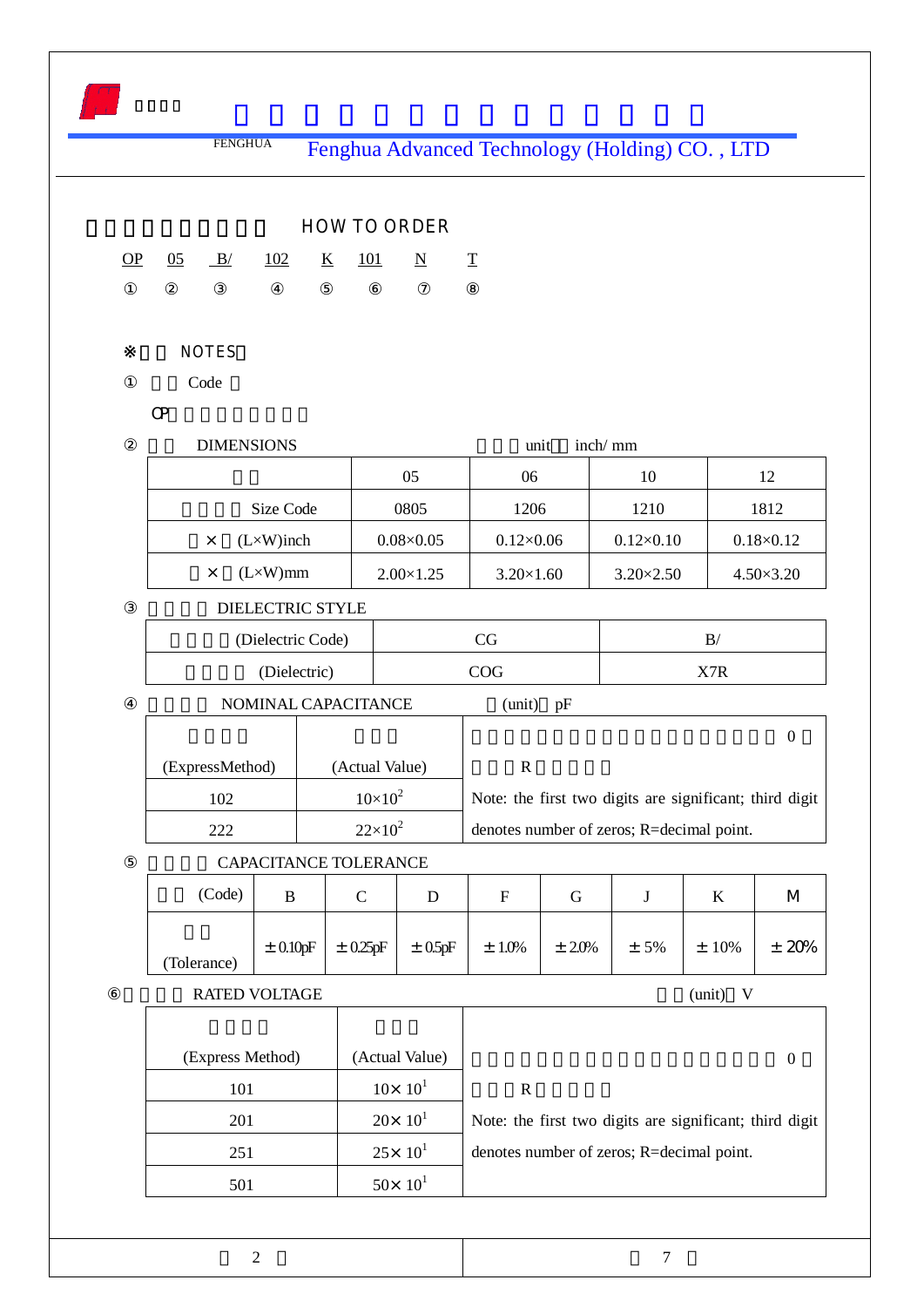Fenghua Advanced Technology (Holding) CO. , LTD

## HOW TO ORDER

OP 05 B/ 102 K 101 N T
① ② ③ ④ ⑤ ⑥ ⑦ ⑧

※ NOTES

① Code

OP

② DIMENSIONS unit inch/ mm

| | 05 | 06 | 10 | 12 |
|---|---|---|---|---|
| Size Code | 0805 | 1206 | 1210 | 1812 |
| × (L×W)inch | 0.08×0.05 | 0.12×0.06 | 0.12×0.10 | 0.18×0.12 |
| × (L×W)mm | 2.00×1.25 | 3.20×1.60 | 3.20×2.50 | 4.50×3.20 |

③ DIELECTRIC STYLE

| (Dielectric Code) | CG | B/ |
|---|---|---|
| (Dielectric) | COG | X7R |

④ NOMINAL CAPACITANCE (unit) pF

| (ExpressMethod) | (Actual Value) | 0 R Note: the first two digits are significant; third digit denotes number of zeros; R=decimal point. |
|---|---|---|
| 102 | $10\times10^2$ | |
| 222 | $22\times10^2$ | |

⑤ CAPACITANCE TOLERANCE

| (Code) | B | C | D | F | G | J | K | M |
|---|---|---|---|---|---|---|---|---|
| (Tolerance) | ±0.10pF | ±0.25pF | ±0.5pF | ±1.0% | ±2.0% | ±5% | ±10% | ±20% |

⑥ RATED VOLTAGE (unit) V

| (Express Method) | (Actual Value) | 0 R Note: the first two digits are significant; third digit denotes number of zeros; R=decimal point. |
|---|---|---|
| 101 | $10\times 10^1$ | |
| 201 | $20\times 10^1$ | |
| 251 | $25\times 10^1$ | |
| 501 | $50\times 10^1$ | |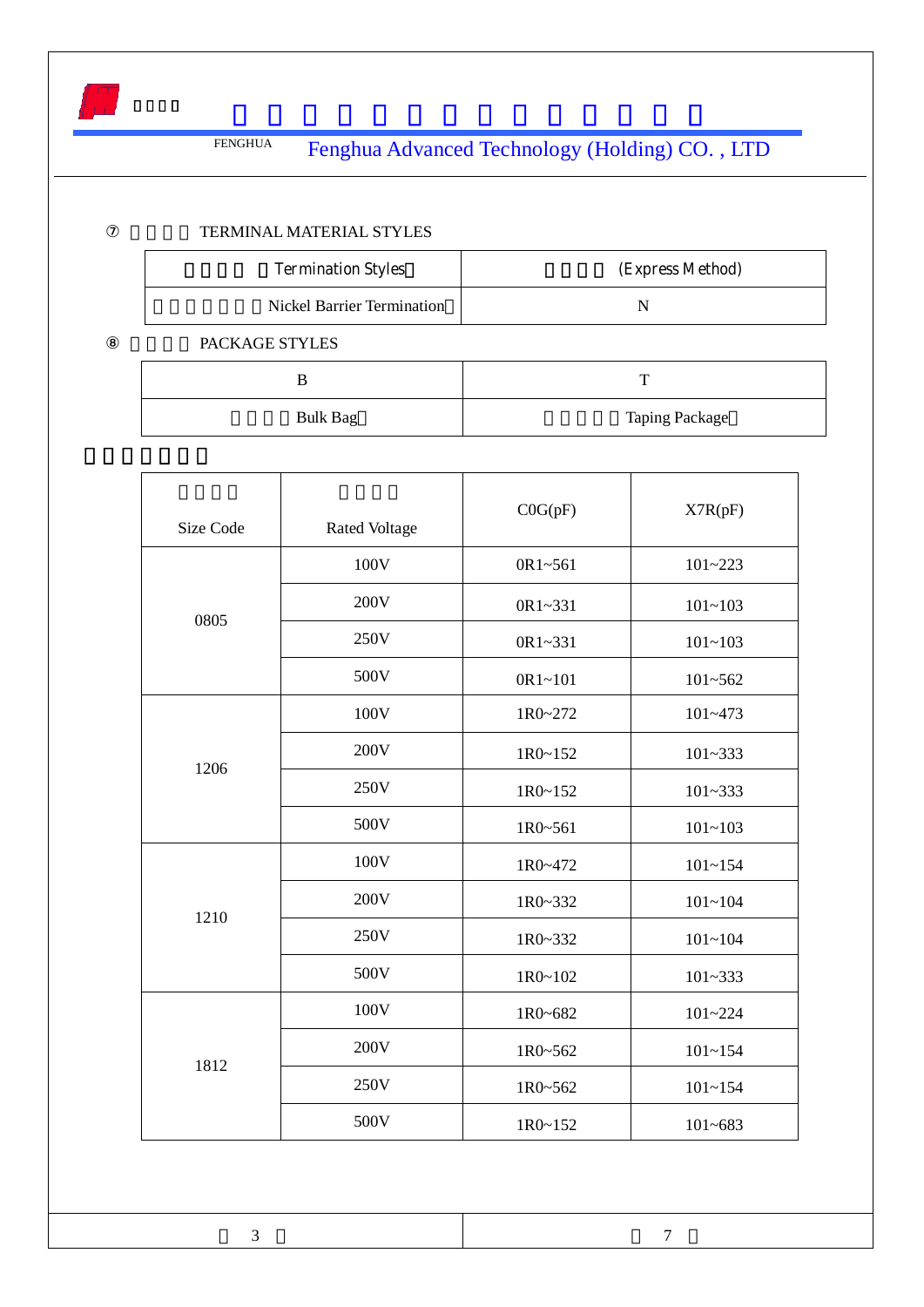⑦ TERMINAL MATERIAL STYLES

| Termination Styles | (Express Method) |
|---|---|
| Nickel Barrier Termination | N |

⑧ PACKAGE STYLES

| B | T |
|---|---|
| Bulk Bag | Taping Package |

| Size Code | Rated Voltage | C0G(pF) | X7R(pF) |
|---|---|---|---|
| 0805 | 100V | 0R1~561 | 101~223 |
| | 200V | 0R1~331 | 101~103 |
| | 250V | 0R1~331 | 101~103 |
| | 500V | 0R1~101 | 101~562 |
| 1206 | 100V | 1R0~272 | 101~473 |
| | 200V | 1R0~152 | 101~333 |
| | 250V | 1R0~152 | 101~333 |
| | 500V | 1R0~561 | 101~103 |
| 1210 | 100V | 1R0~472 | 101~154 |
| | 200V | 1R0~332 | 101~104 |
| | 250V | 1R0~332 | 101~104 |
| | 500V | 1R0~102 | 101~333 |
| 1812 | 100V | 1R0~682 | 101~224 |
| | 200V | 1R0~562 | 101~154 |
| | 250V | 1R0~562 | 101~154 |
| | 500V | 1R0~152 | 101~683 |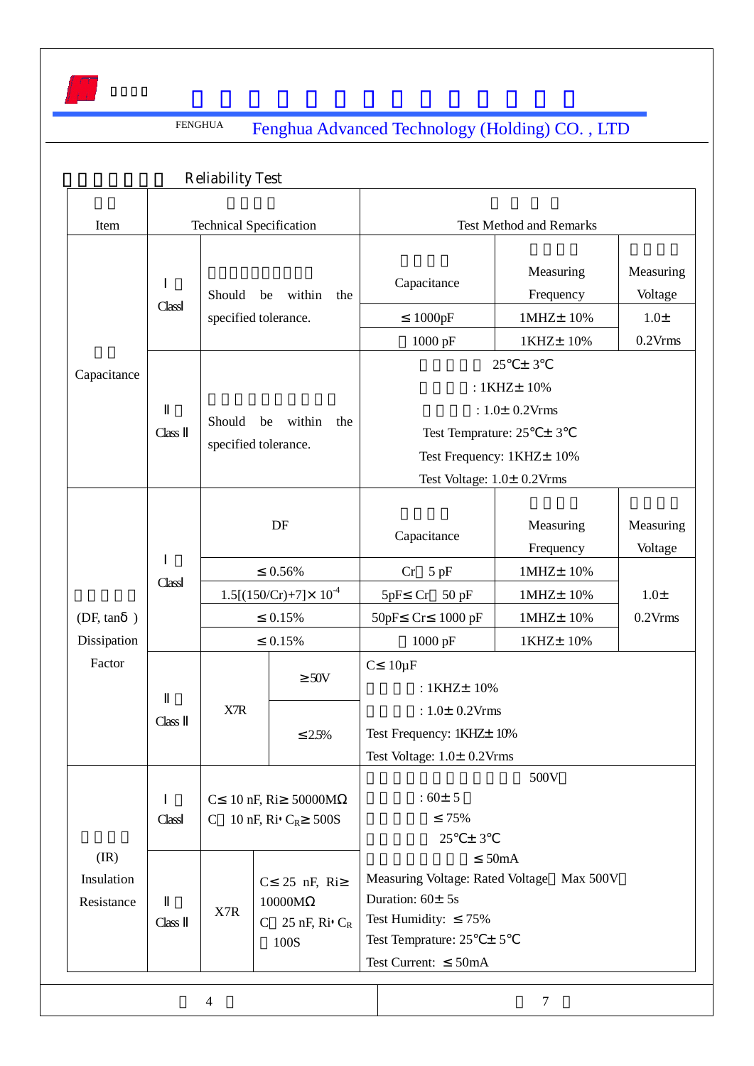FENGHUA Fenghua Advanced Technology (Holding) CO. , LTD

## Reliability Test

| Item | Technical Specification | | | Test Method and Remarks | | |
|---|---|---|---|---|---|---|
| Capacitance | Class I | Should be within the specified tolerance. | | Capacitance | Measuring Frequency | Measuring Voltage |
| | | | | ≤ 1000pF | 1MHZ± 10% | 1.0± 0.2Vrms |
| | | | | 1000 pF | 1KHZ± 10% | |
| | Class II | Should be within the specified tolerance. | | Test Temprature: 25℃± 3℃<br>Test Frequency: 1KHZ± 10%<br>Test Voltage: 1.0± 0.2Vrms | | |
| (DF, tanδ) Dissipation Factor | Class I | DF | | Capacitance | Measuring Frequency | Measuring Voltage |
| | | ≤ 0.56% | | Cr 5 pF | 1MHZ± 10% | 1.0± 0.2Vrms |
| | | $1.5[(150/Cr)+7]\times 10^{-4}$ | | 5pF≤ Cr 50 pF | 1MHZ± 10% | |
| | | ≤ 0.15% | | 50pF≤ Cr≤ 1000 pF | 1MHZ± 10% | |
| | | ≤ 0.15% | | 1000 pF | 1KHZ± 10% | |
| | Class II | X7R | ≥50V | C≤ 10μF<br>Test Frequency: 1KHZ± 10%<br>Test Voltage: 1.0± 0.2Vrms | | |
| | | | ≤2.5% | | | |
| (IR) Insulation Resistance | Class I | C≤ 10 nF, Ri≥ 50000MΩ<br>C 10 nF, Ri· $C_R$≥ 500S | | 500V<br>Measuring Voltage: Rated Voltage Max 500V<br>Duration: 60± 5s<br>Test Humidity: ≤ 75%<br>Test Temprature: 25℃± 5℃<br>Test Current: ≤ 50mA | | |
| | Class II | X7R | C≤ 25 nF, Ri≥ 10000MΩ<br>C 25 nF, Ri· $C_R$ 100S | | | |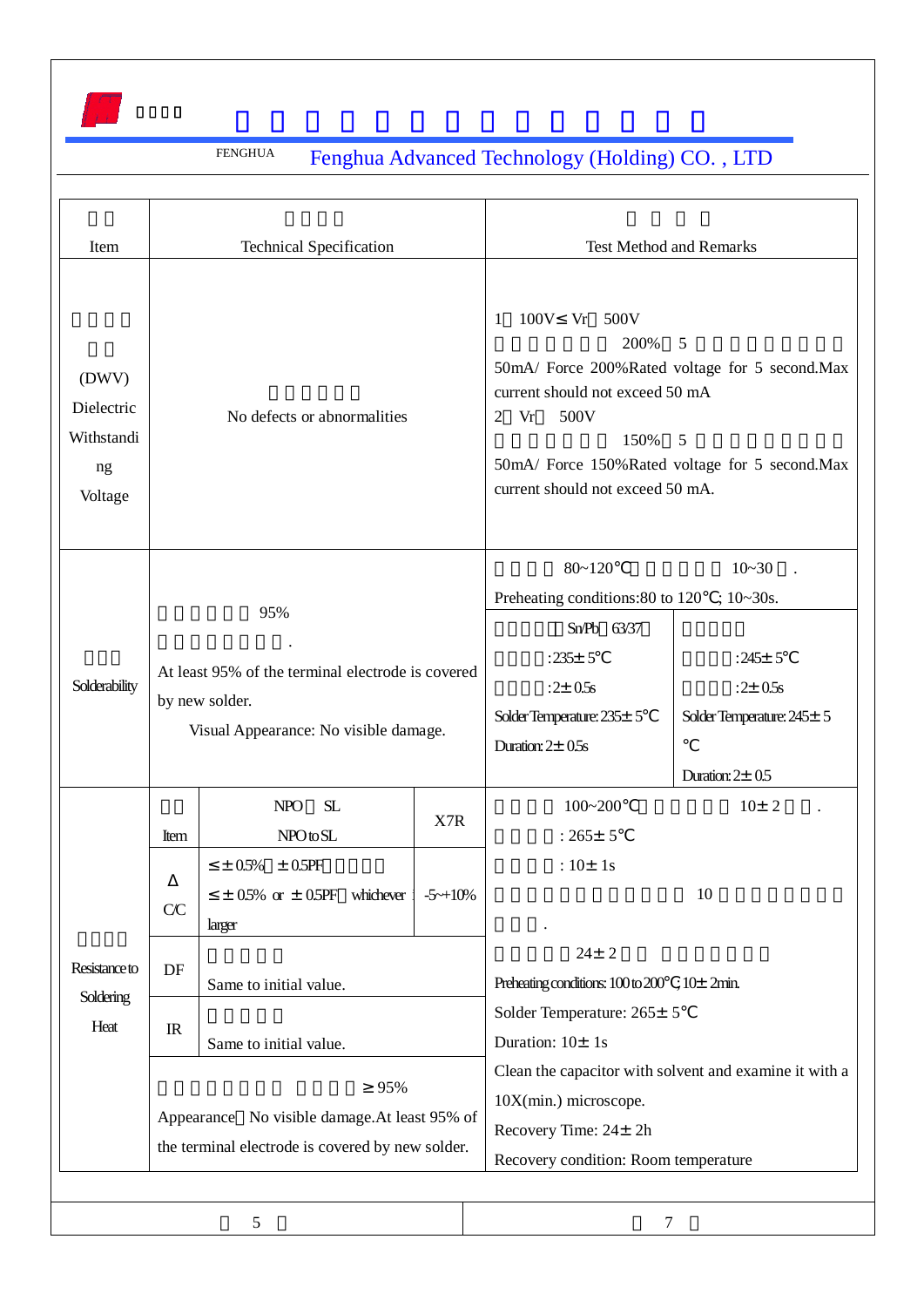FENGHUA Fenghua Advanced Technology (Holding) CO. , LTD

| Item | Technical Specification | | | Test Method and Remarks | |
|---|---|---|---|---|---|
| (DWV) Dielectric Withstanding Voltage | No defects or abnormalities | | | 1 100V≤ Vr 500V<br>200% 5<br>50mA/ Force 200%Rated voltage for 5 second.Max current should not exceed 50 mA<br>2 Vr 500V<br>150% 5<br>50mA/ Force 150%Rated voltage for 5 second.Max current should not exceed 50 mA. | |
| Solderability | 95%<br>.<br>At least 95% of the terminal electrode is covered by new solder.<br>Visual Appearance: No visible damage. | | | 80~120℃ 10~30 .<br>Preheating conditions:80 to 120℃; 10~30s. | |
| | | | | Sn/Pb 63/37<br>:235± 5℃<br>:2± 0.5s<br>Solder Temperature: 235± 5℃<br>Duration: 2± 0.5s | :245± 5℃<br>:2± 0.5s<br>Solder Temperature: 245± 5 ℃<br>Duration: 2± 0.5 |
| Resistance to Soldering Heat | Item | NPO SL<br>NPO to SL | X7R | 100~200℃ 10± 2 .<br>: 265± 5℃<br>: 10± 1s<br>10<br>.<br>24± 2<br>Preheating conditions: 100 to 200℃; 10± 2min.<br>Solder Temperature: 265± 5℃<br>Duration: 10± 1s<br>Clean the capacitor with solvent and examine it with a 10X(min.) microscope.<br>Recovery Time: 24± 2h<br>Recovery condition: Room temperature | |
| | Δ C/C | ≤± 0.5% ± 0.5PF<br>≤± 0.5% or ± 0.5PF whichever larger | -5~+10% | | |
| | DF | Same to initial value. | | | |
| | IR | Same to initial value. | | | |
| | ≥ 95%<br>Appearance No visible damage.At least 95% of the terminal electrode is covered by new solder. | | | | |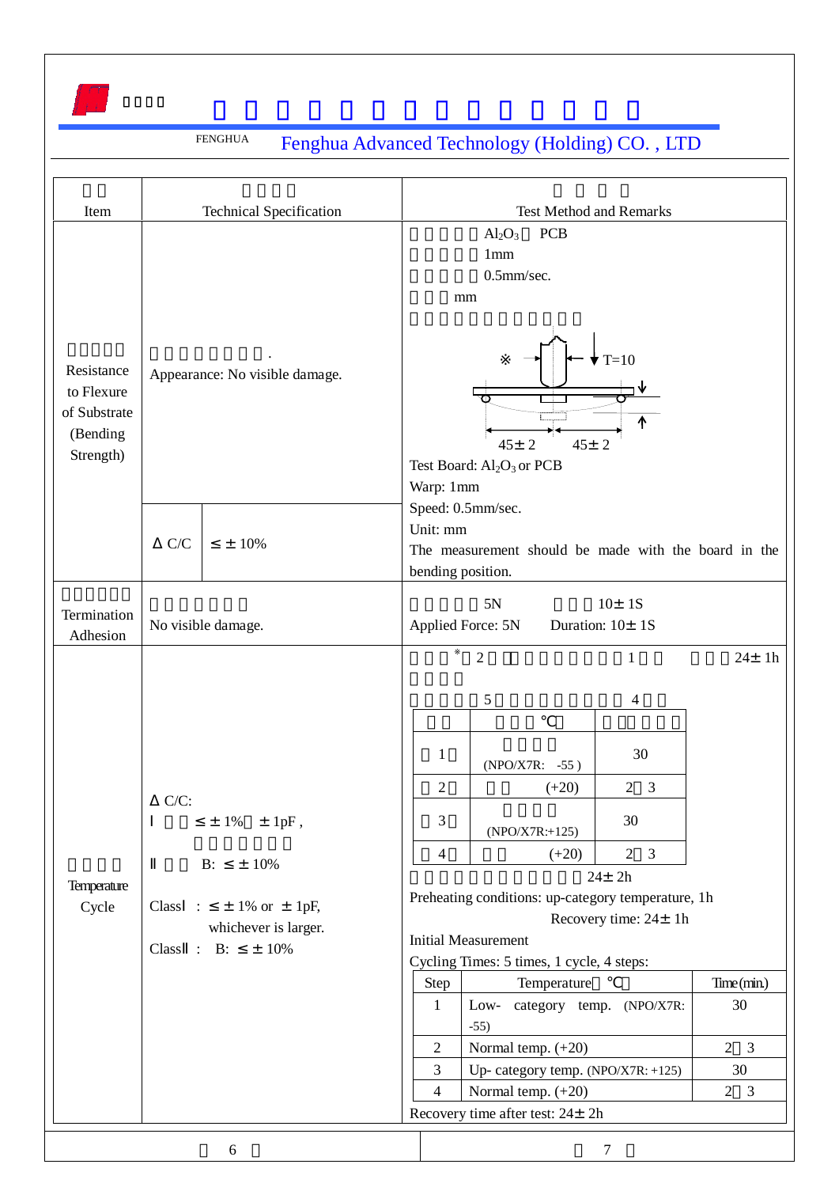FENGHUA Fenghua Advanced Technology (Holding) CO. , LTD

| Item | Technical Specification | | Test Method and Remarks |
|---|---|---|---|
| Resistance to Flexure of Substrate (Bending Strength) | Appearance: No visible damage. | | $Al_2O_3$ PCB<br>1mm<br>0.5mm/sec.<br>mm<br>※ T=10<br>45± 2 45± 2<br>Test Board: $Al_2O_3$ or PCB<br>Warp: 1mm<br>Speed: 0.5mm/sec.<br>Unit: mm<br>The measurement should be made with the board in the bending position. |
| | Δ C/C | ≤ ± 10% | |
| Termination Adhesion | No visible damage. | | 5N 10± 1S<br>Applied Force: 5N Duration: 10± 1S |
| Temperature Cycle | Δ C/C:<br>Ⅰ ≤ ± 1% ± 1pF ,<br>Ⅱ B: ≤ ± 10%<br><br>ClassⅠ : ≤ ± 1% or ± 1pF, whichever is larger.<br>ClassⅡ : B: ≤ ± 10% | | ※ 2 1 24± 1h<br>5 4<br>Preheating conditions: up-category temperature, 1h<br>Recovery time: 24± 1h<br>Initial Measurement<br>Cycling Times: 5 times, 1 cycle, 4 steps:<br>24± 2h (recovery) |

| | ℃ | |
|---|---|---|
| 1 | (NPO/X7R: -55 ) | 30 |
| 2 | (+20) | 2 3 |
| 3 | (NPO/X7R:+125) | 30 |
| 4 | (+20) | 2 3 |

| Step | Temperature ℃ | Time (min.) |
|---|---|---|
| 1 | Low- category temp. (NPO/X7R: -55) | 30 |
| 2 | Normal temp. (+20) | 2 3 |
| 3 | Up- category temp. (NPO/X7R: +125) | 30 |
| 4 | Normal temp. (+20) | 2 3 |

Recovery time after test: 24± 2h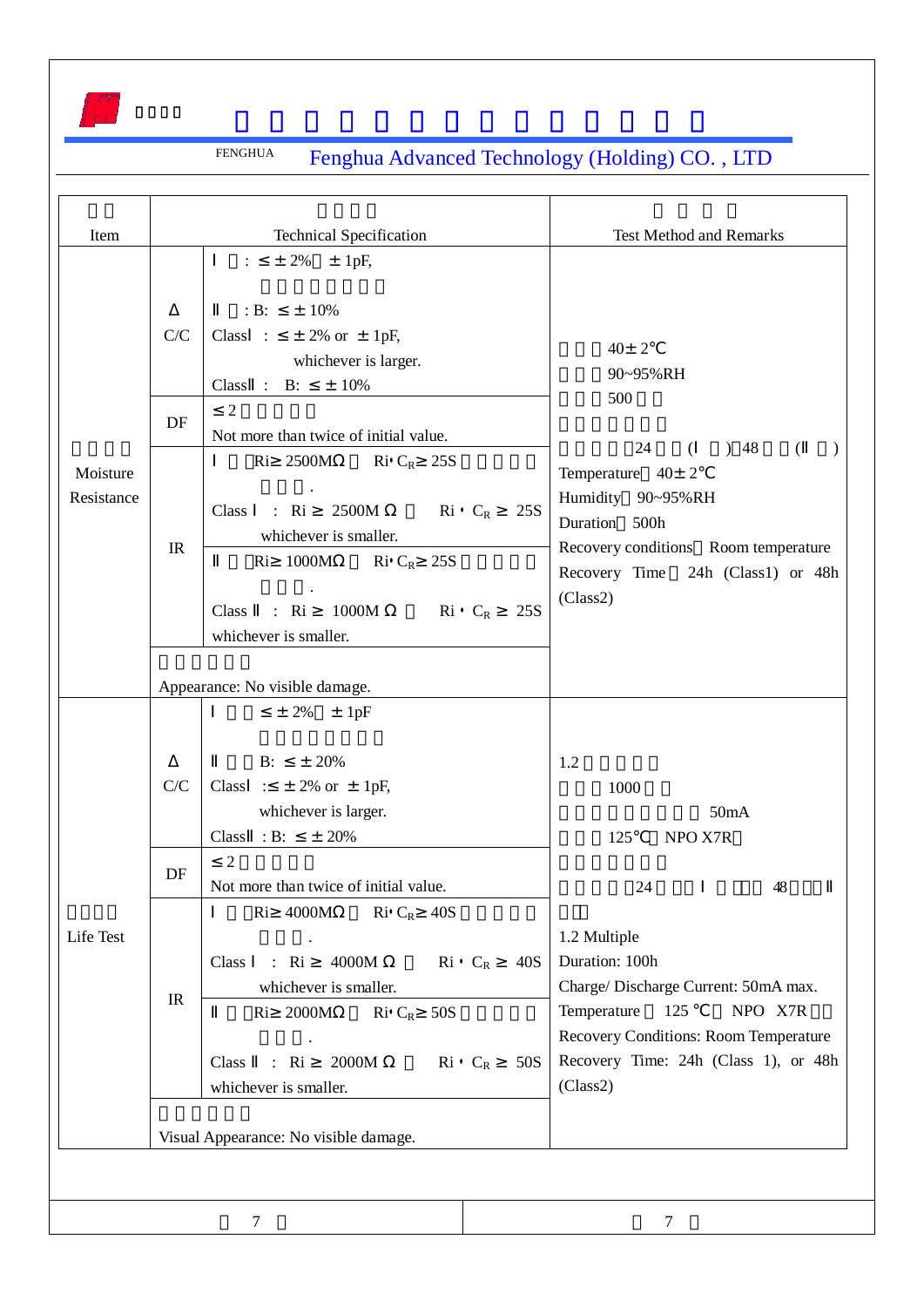FENGHUA Fenghua Advanced Technology (Holding) CO. , LTD

| Item | | Technical Specification | Test Method and Remarks |
|---|---|---|---|
| Moisture Resistance | Δ C/C | Ⅰ : ≤±2% ±1pF,<br>Ⅱ : B: ≤±10%<br>ClassⅠ : ≤±2% or ±1pF, whichever is larger.<br>ClassⅡ : B: ≤±10% | 40±2℃<br>90~95%RH<br>500<br>24 (Ⅰ ) 48 (Ⅱ )<br>Temperature 40±2℃<br>Humidity 90~95%RH<br>Duration 500h<br>Recovery conditions Room temperature<br>Recovery Time 24h (Class1) or 48h (Class2) |
| | DF | ≤2<br>Not more than twice of initial value. | |
| | IR | Ⅰ Ri≥2500MΩ Ri·$C_R$≥25S .<br>Class Ⅰ : Ri ≥ 2500M Ω Ri · $C_R$ ≥ 25S whichever is smaller.<br>Ⅱ Ri≥1000MΩ Ri·$C_R$≥25S .<br>Class Ⅱ : Ri ≥ 1000M Ω Ri · $C_R$ ≥ 25S whichever is smaller. | |
| | | Appearance: No visible damage. | |
| Life Test | Δ C/C | Ⅰ ≤±2% ±1pF<br>Ⅱ B: ≤±20%<br>ClassⅠ :≤±2% or ±1pF, whichever is larger.<br>ClassⅡ : B: ≤±20% | 1.2<br>1000<br>50mA<br>125℃ NPO X7R<br>24 Ⅰ 48 Ⅱ<br>1.2 Multiple<br>Duration: 100h<br>Charge/ Discharge Current: 50mA max.<br>Temperature 125 ℃ NPO X7R<br>Recovery Conditions: Room Temperature<br>Recovery Time: 24h (Class 1), or 48h (Class2) |
| | DF | ≤2<br>Not more than twice of initial value. | |
| | IR | Ⅰ Ri≥4000MΩ Ri·$C_R$≥40S .<br>Class Ⅰ : Ri ≥ 4000M Ω Ri · $C_R$ ≥ 40S whichever is smaller.<br>Ⅱ Ri≥2000MΩ Ri·$C_R$≥50S .<br>Class Ⅱ : Ri ≥ 2000M Ω Ri · $C_R$ ≥ 50S whichever is smaller. | |
| | | Visual Appearance: No visible damage. | |